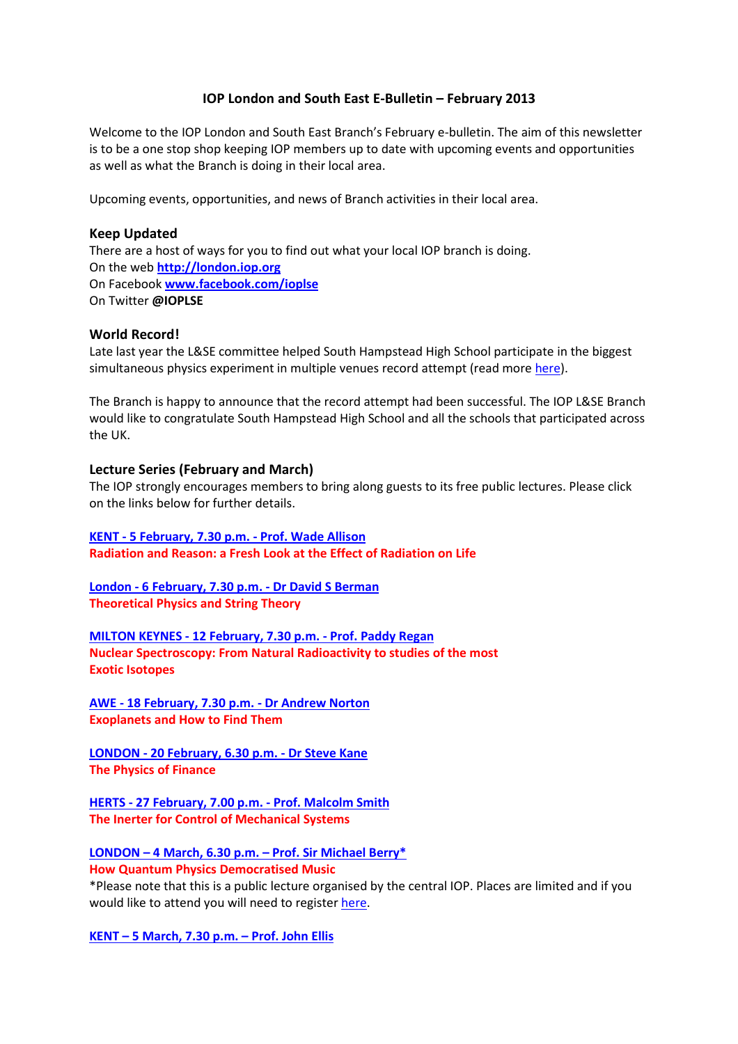# IOP London and South East E-Bulletin – February 2013

Welcome to the IOP London and South East Branch's February e-bulletin. The aim of this newsletter is to be a one stop shop keeping IOP members up to date with upcoming events and opportunities as well as what the Branch is doing in their local area.

Upcoming events, opportunities, and news of Branch activities in their local area.

## Keep Updated

There are a host of ways for you to find out what your local IOP branch is doing.
On the web **http://london.iop.org**
On Facebook **www.facebook.com/ioplse**
On Twitter **@IOPLSE**

## World Record!

Late last year the L&SE committee helped South Hampstead High School participate in the biggest simultaneous physics experiment in multiple venues record attempt (read more here).

The Branch is happy to announce that the record attempt had been successful. The IOP L&SE Branch would like to congratulate South Hampstead High School and all the schools that participated across the UK.

## Lecture Series (February and March)

The IOP strongly encourages members to bring along guests to its free public lectures. Please click on the links below for further details.

**KENT - 5 February, 7.30 p.m. - Prof. Wade Allison**
**Radiation and Reason: a Fresh Look at the Effect of Radiation on Life**

**London - 6 February, 7.30 p.m. - Dr David S Berman**
**Theoretical Physics and String Theory**

**MILTON KEYNES - 12 February, 7.30 p.m. - Prof. Paddy Regan**
**Nuclear Spectroscopy: From Natural Radioactivity to studies of the most Exotic Isotopes**

**AWE - 18 February, 7.30 p.m. - Dr Andrew Norton**
**Exoplanets and How to Find Them**

**LONDON - 20 February, 6.30 p.m. - Dr Steve Kane**
**The Physics of Finance**

**HERTS - 27 February, 7.00 p.m. - Prof. Malcolm Smith**
**The Inerter for Control of Mechanical Systems**

**LONDON – 4 March, 6.30 p.m. – Prof. Sir Michael Berry***
**How Quantum Physics Democratised Music**
*Please note that this is a public lecture organised by the central IOP. Places are limited and if you would like to attend you will need to register here.

**KENT – 5 March, 7.30 p.m. – Prof. John Ellis**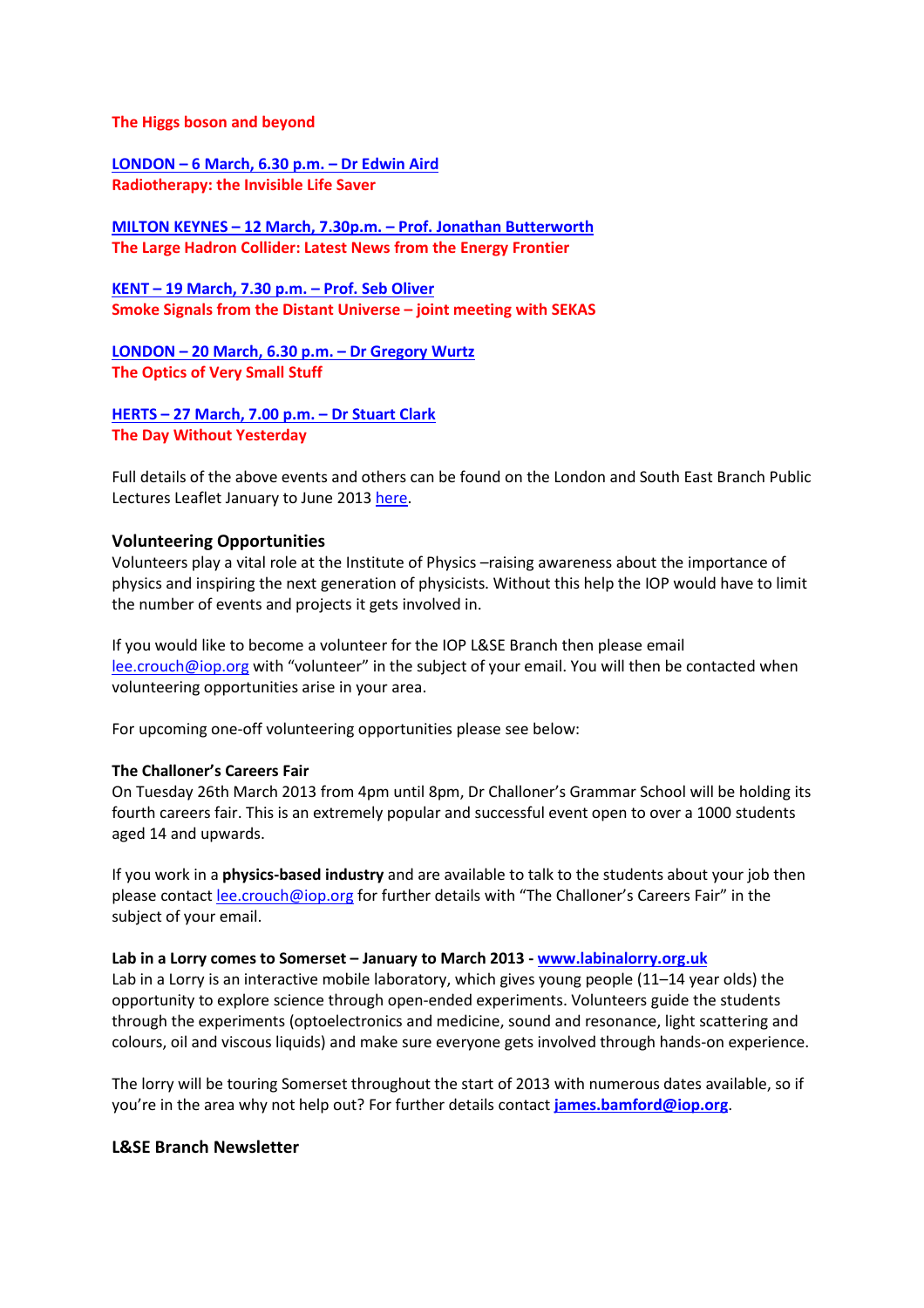**The Higgs boson and beyond**

[LONDON – 6 March, 6.30 p.m. – Dr Edwin Aird](#)
**Radiotherapy: the Invisible Life Saver**

[MILTON KEYNES – 12 March, 7.30p.m. – Prof. Jonathan Butterworth](#)
**The Large Hadron Collider: Latest News from the Energy Frontier**

[KENT – 19 March, 7.30 p.m. – Prof. Seb Oliver](#)
**Smoke Signals from the Distant Universe – joint meeting with SEKAS**

[LONDON – 20 March, 6.30 p.m. – Dr Gregory Wurtz](#)
**The Optics of Very Small Stuff**

[HERTS – 27 March, 7.00 p.m. – Dr Stuart Clark](#)
**The Day Without Yesterday**

Full details of the above events and others can be found on the London and South East Branch Public Lectures Leaflet January to June 2013 [here](#).

### Volunteering Opportunities

Volunteers play a vital role at the Institute of Physics –raising awareness about the importance of physics and inspiring the next generation of physicists. Without this help the IOP would have to limit the number of events and projects it gets involved in.

If you would like to become a volunteer for the IOP L&SE Branch then please email lee.crouch@iop.org with "volunteer" in the subject of your email. You will then be contacted when volunteering opportunities arise in your area.

For upcoming one-off volunteering opportunities please see below:

**The Challoner's Careers Fair**

On Tuesday 26th March 2013 from 4pm until 8pm, Dr Challoner's Grammar School will be holding its fourth careers fair. This is an extremely popular and successful event open to over a 1000 students aged 14 and upwards.

If you work in a **physics-based industry** and are available to talk to the students about your job then please contact lee.crouch@iop.org for further details with "The Challoner's Careers Fair" in the subject of your email.

**Lab in a Lorry comes to Somerset – January to March 2013 - [www.labinalorry.org.uk](http://www.labinalorry.org.uk)**

Lab in a Lorry is an interactive mobile laboratory, which gives young people (11–14 year olds) the opportunity to explore science through open-ended experiments. Volunteers guide the students through the experiments (optoelectronics and medicine, sound and resonance, light scattering and colours, oil and viscous liquids) and make sure everyone gets involved through hands-on experience.

The lorry will be touring Somerset throughout the start of 2013 with numerous dates available, so if you're in the area why not help out? For further details contact **james.bamford@iop.org**.

### L&SE Branch Newsletter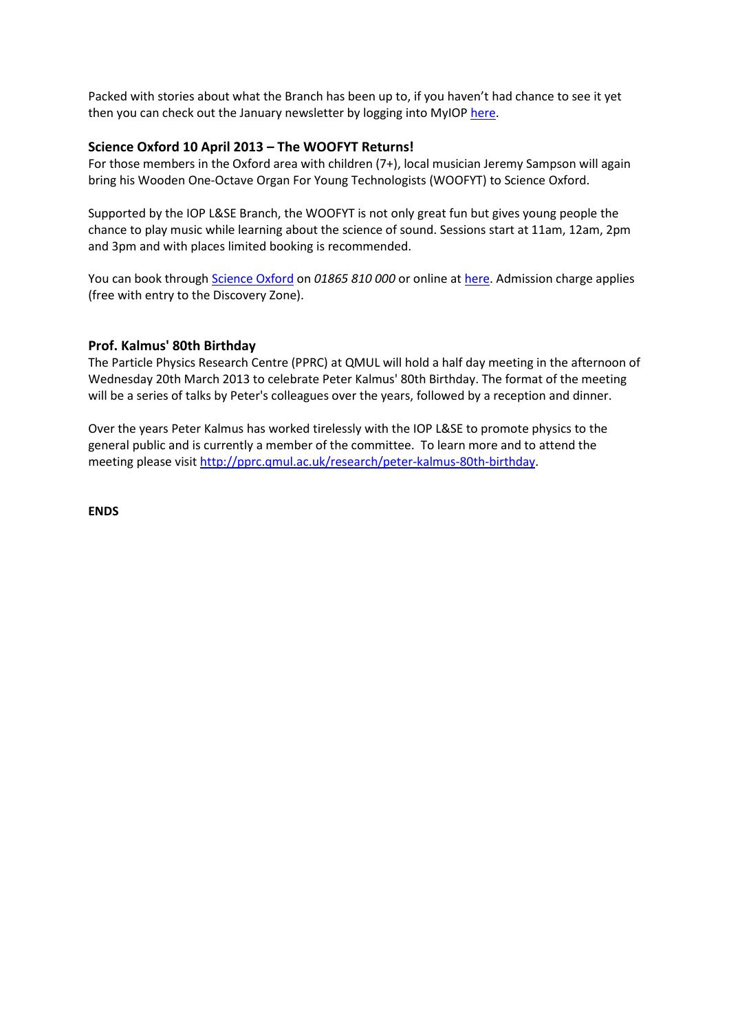Packed with stories about what the Branch has been up to, if you haven't had chance to see it yet then you can check out the January newsletter by logging into MyIOP here.

### Science Oxford 10 April 2013 – The WOOFYT Returns!

For those members in the Oxford area with children (7+), local musician Jeremy Sampson will again bring his Wooden One-Octave Organ For Young Technologists (WOOFYT) to Science Oxford.

Supported by the IOP L&SE Branch, the WOOFYT is not only great fun but gives young people the chance to play music while learning about the science of sound. Sessions start at 11am, 12am, 2pm and 3pm and with places limited booking is recommended.

You can book through Science Oxford on *01865 810 000* or online at here. Admission charge applies (free with entry to the Discovery Zone).

### Prof. Kalmus' 80th Birthday

The Particle Physics Research Centre (PPRC) at QMUL will hold a half day meeting in the afternoon of Wednesday 20th March 2013 to celebrate Peter Kalmus' 80th Birthday. The format of the meeting will be a series of talks by Peter's colleagues over the years, followed by a reception and dinner.

Over the years Peter Kalmus has worked tirelessly with the IOP L&SE to promote physics to the general public and is currently a member of the committee. To learn more and to attend the meeting please visit http://pprc.qmul.ac.uk/research/peter-kalmus-80th-birthday.

**ENDS**